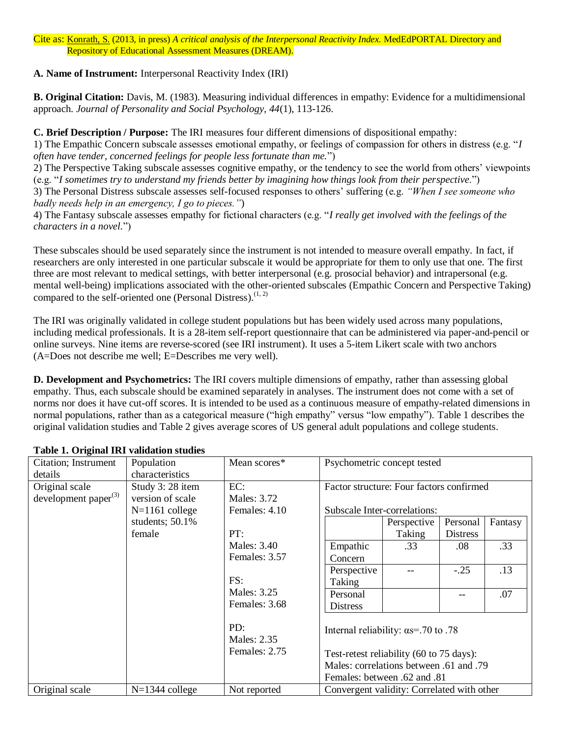Cite as: Konrath, S. (2013, in press) *A critical analysis of the Interpersonal Reactivity Index.* MedEdPORTAL Directory and Repository of Educational Assessment Measures (DREAM).

**A. Name of Instrument:** Interpersonal Reactivity Index (IRI)

**B. Original Citation:** Davis, M. (1983). Measuring individual differences in empathy: Evidence for a multidimensional approach. *Journal of Personality and Social Psychology, 44*(1), 113-126.

**C. Brief Description / Purpose:** The IRI measures four different dimensions of dispositional empathy:
1) The Empathic Concern subscale assesses emotional empathy, or feelings of compassion for others in distress (e.g. "*I often have tender, concerned feelings for people less fortunate than me.*")
2) The Perspective Taking subscale assesses cognitive empathy, or the tendency to see the world from others' viewpoints (e.g. "*I sometimes try to understand my friends better by imagining how things look from their perspective*.")
3) The Personal Distress subscale assesses self-focused responses to others' suffering (e.g. *"When I see someone who badly needs help in an emergency, I go to pieces."*)
4) The Fantasy subscale assesses empathy for fictional characters (e.g. "*I really get involved with the feelings of the characters in a novel*.")

These subscales should be used separately since the instrument is not intended to measure overall empathy. In fact, if researchers are only interested in one particular subscale it would be appropriate for them to only use that one. The first three are most relevant to medical settings, with better interpersonal (e.g. prosocial behavior) and intrapersonal (e.g. mental well-being) implications associated with the other-oriented subscales (Empathic Concern and Perspective Taking) compared to the self-oriented one (Personal Distress).[1, 2]

The IRI was originally validated in college student populations but has been widely used across many populations, including medical professionals. It is a 28-item self-report questionnaire that can be administered via paper-and-pencil or online surveys. Nine items are reverse-scored (see IRI instrument). It uses a 5-item Likert scale with two anchors (A=Does not describe me well; E=Describes me very well).

**D. Development and Psychometrics:** The IRI covers multiple dimensions of empathy, rather than assessing global empathy. Thus, each subscale should be examined separately in analyses. The instrument does not come with a set of norms nor does it have cut-off scores. It is intended to be used as a continuous measure of empathy-related dimensions in normal populations, rather than as a categorical measure ("high empathy" versus "low empathy"). Table 1 describes the original validation studies and Table 2 gives average scores of US general adult populations and college students.

**Table 1. Original IRI validation studies**

| Citation; Instrument details | Population characteristics | Mean scores* | Psychometric concept tested |
|---|---|---|---|
| Original scale development paper[3] | Study 3: 28 item version of scale N=1161 college students; 50.1% female | EC: Males: 3.72 Females: 4.10<br><br>PT: Males: 3.40 Females: 3.57<br><br>FS: Males: 3.25 Females: 3.68<br><br>PD: Males: 2.35 Females: 2.75 | Factor structure: Four factors confirmed<br><br>Subscale Inter-correlations:<br>Empathic Concern – Perspective Taking: .33; Personal Distress: .08; Fantasy: .33<br>Perspective Taking – Personal Distress: -.25; Fantasy: .13<br>Personal Distress – Fantasy: .07<br><br>Internal reliability: αs=.70 to .78<br><br>Test-retest reliability (60 to 75 days): Males: correlations between .61 and .79 Females: between .62 and .81 |
| Original scale | N=1344 college | Not reported | Convergent validity: Correlated with other |

**Subscale Inter-correlations (from Table 1):**

| | Perspective Taking | Personal Distress | Fantasy |
|---|---|---|---|
| Empathic Concern | .33 | .08 | .33 |
| Perspective Taking | -- | -.25 | .13 |
| Personal Distress | | -- | .07 |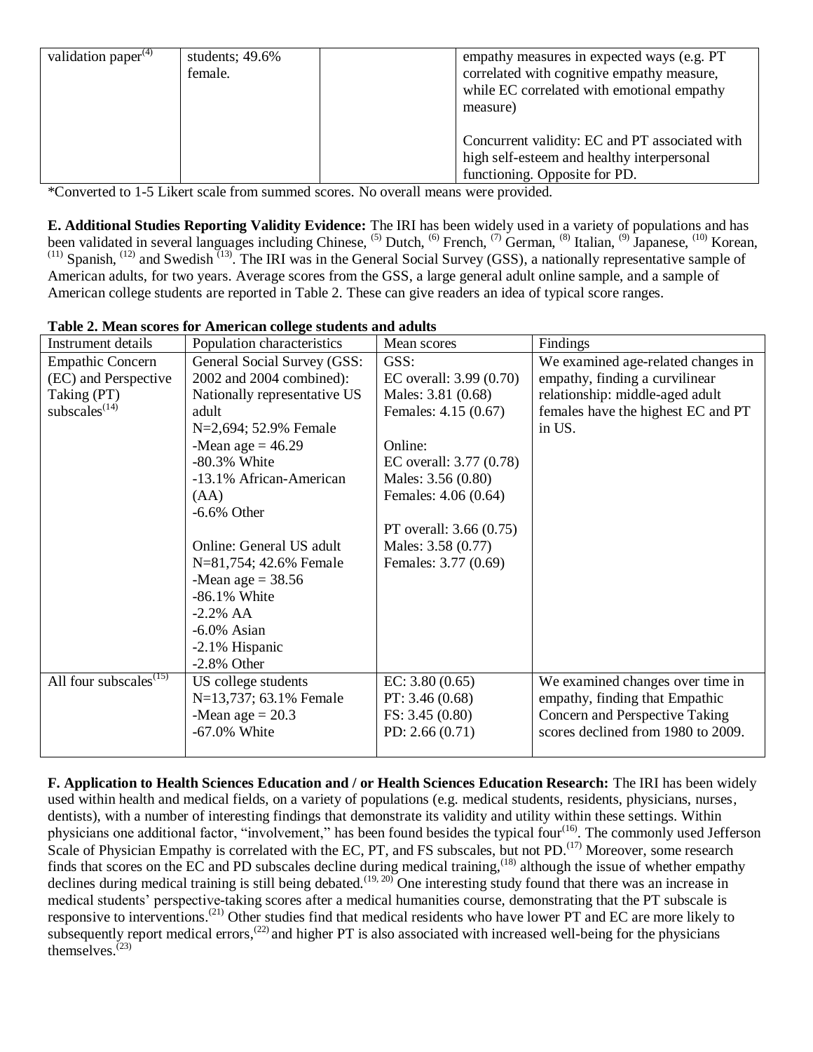| validation paper[4] | students; 49.6% female. | | empathy measures in expected ways (e.g. PT correlated with cognitive empathy measure, while EC correlated with emotional empathy measure)<br><br>Concurrent validity: EC and PT associated with high self-esteem and healthy interpersonal functioning. Opposite for PD. |
|---|---|---|---|

*Converted to 1-5 Likert scale from summed scores. No overall means were provided.

**E. Additional Studies Reporting Validity Evidence:** The IRI has been widely used in a variety of populations and has been validated in several languages including Chinese, [5] Dutch, [6] French, [7] German, [8] Italian, [9] Japanese, [10] Korean, [11] Spanish, [12] and Swedish [13]. The IRI was in the General Social Survey (GSS), a nationally representative sample of American adults, for two years. Average scores from the GSS, a large general adult online sample, and a sample of American college students are reported in Table 2. These can give readers an idea of typical score ranges.

**Table 2. Mean scores for American college students and adults**

| Instrument details | Population characteristics | Mean scores | Findings |
|---|---|---|---|
| Empathic Concern (EC) and Perspective Taking (PT) subscales[14] | General Social Survey (GSS: 2002 and 2004 combined): Nationally representative US adult<br>N=2,694; 52.9% Female<br>-Mean age = 46.29<br>-80.3% White<br>-13.1% African-American (AA)<br>-6.6% Other<br><br>Online: General US adult<br>N=81,754; 42.6% Female<br>-Mean age = 38.56<br>-86.1% White<br>-2.2% AA<br>-6.0% Asian<br>-2.1% Hispanic<br>-2.8% Other | GSS:<br>EC overall: 3.99 (0.70)<br>Males: 3.81 (0.68)<br>Females: 4.15 (0.67)<br><br>Online:<br>EC overall: 3.77 (0.78)<br>Males: 3.56 (0.80)<br>Females: 4.06 (0.64)<br><br>PT overall: 3.66 (0.75)<br>Males: 3.58 (0.77)<br>Females: 3.77 (0.69) | We examined age-related changes in empathy, finding a curvilinear relationship: middle-aged adult females have the highest EC and PT in US. |
| All four subscales[15] | US college students<br>N=13,737; 63.1% Female<br>-Mean age = 20.3<br>-67.0% White | EC: 3.80 (0.65)<br>PT: 3.46 (0.68)<br>FS: 3.45 (0.80)<br>PD: 2.66 (0.71) | We examined changes over time in empathy, finding that Empathic Concern and Perspective Taking scores declined from 1980 to 2009. |

**F. Application to Health Sciences Education and / or Health Sciences Education Research:** The IRI has been widely used within health and medical fields, on a variety of populations (e.g. medical students, residents, physicians, nurses, dentists), with a number of interesting findings that demonstrate its validity and utility within these settings. Within physicians one additional factor, "involvement," has been found besides the typical four[16]. The commonly used Jefferson Scale of Physician Empathy is correlated with the EC, PT, and FS subscales, but not PD.[17] Moreover, some research finds that scores on the EC and PD subscales decline during medical training,[18] although the issue of whether empathy declines during medical training is still being debated.[19, 20] One interesting study found that there was an increase in medical students' perspective-taking scores after a medical humanities course, demonstrating that the PT subscale is responsive to interventions.[21] Other studies find that medical residents who have lower PT and EC are more likely to subsequently report medical errors,[22] and higher PT is also associated with increased well-being for the physicians themselves.[23]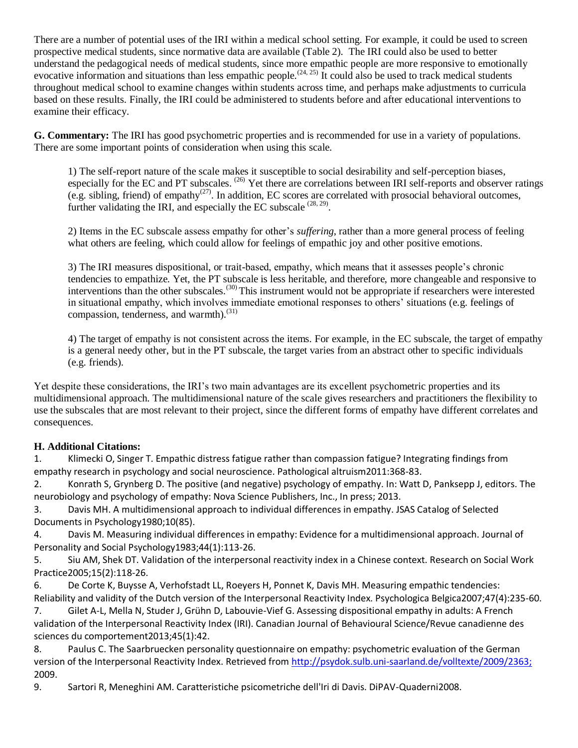There are a number of potential uses of the IRI within a medical school setting. For example, it could be used to screen prospective medical students, since normative data are available (Table 2). The IRI could also be used to better understand the pedagogical needs of medical students, since more empathic people are more responsive to emotionally evocative information and situations than less empathic people.[24, 25] It could also be used to track medical students throughout medical school to examine changes within students across time, and perhaps make adjustments to curricula based on these results. Finally, the IRI could be administered to students before and after educational interventions to examine their efficacy.

**G. Commentary:** The IRI has good psychometric properties and is recommended for use in a variety of populations. There are some important points of consideration when using this scale.

> 1) The self-report nature of the scale makes it susceptible to social desirability and self-perception biases, especially for the EC and PT subscales. [26] Yet there are correlations between IRI self-reports and observer ratings (e.g. sibling, friend) of empathy[27]. In addition, EC scores are correlated with prosocial behavioral outcomes, further validating the IRI, and especially the EC subscale [28, 29].
>
> 2) Items in the EC subscale assess empathy for other's *suffering*, rather than a more general process of feeling what others are feeling, which could allow for feelings of empathic joy and other positive emotions.
>
> 3) The IRI measures dispositional, or trait-based, empathy, which means that it assesses people's chronic tendencies to empathize. Yet, the PT subscale is less heritable, and therefore, more changeable and responsive to interventions than the other subscales.[30] This instrument would not be appropriate if researchers were interested in situational empathy, which involves immediate emotional responses to others' situations (e.g. feelings of compassion, tenderness, and warmth).[31]
>
> 4) The target of empathy is not consistent across the items. For example, in the EC subscale, the target of empathy is a general needy other, but in the PT subscale, the target varies from an abstract other to specific individuals (e.g. friends).

Yet despite these considerations, the IRI's two main advantages are its excellent psychometric properties and its multidimensional approach. The multidimensional nature of the scale gives researchers and practitioners the flexibility to use the subscales that are most relevant to their project, since the different forms of empathy have different correlates and consequences.

**H. Additional Citations:**

1. Klimecki O, Singer T. Empathic distress fatigue rather than compassion fatigue? Integrating findings from empathy research in psychology and social neuroscience. Pathological altruism2011:368-83.
2. Konrath S, Grynberg D. The positive (and negative) psychology of empathy. In: Watt D, Panksepp J, editors. The neurobiology and psychology of empathy: Nova Science Publishers, Inc., In press; 2013.
3. Davis MH. A multidimensional approach to individual differences in empathy. JSAS Catalog of Selected Documents in Psychology1980;10(85).
4. Davis M. Measuring individual differences in empathy: Evidence for a multidimensional approach. Journal of Personality and Social Psychology1983;44(1):113-26.
5. Siu AM, Shek DT. Validation of the interpersonal reactivity index in a Chinese context. Research on Social Work Practice2005;15(2):118-26.
6. De Corte K, Buysse A, Verhofstadt LL, Roeyers H, Ponnet K, Davis MH. Measuring empathic tendencies: Reliability and validity of the Dutch version of the Interpersonal Reactivity Index. Psychologica Belgica2007;47(4):235-60.
7. Gilet A-L, Mella N, Studer J, Grühn D, Labouvie-Vief G. Assessing dispositional empathy in adults: A French validation of the Interpersonal Reactivity Index (IRI). Canadian Journal of Behavioural Science/Revue canadienne des sciences du comportement2013;45(1):42.
8. Paulus C. The Saarbruecken personality questionnaire on empathy: psychometric evaluation of the German version of the Interpersonal Reactivity Index. Retrieved from http://psydok.sulb.uni-saarland.de/volltexte/2009/2363; 2009.
9. Sartori R, Meneghini AM. Caratteristiche psicometriche dell'Iri di Davis. DiPAV-Quaderni2008.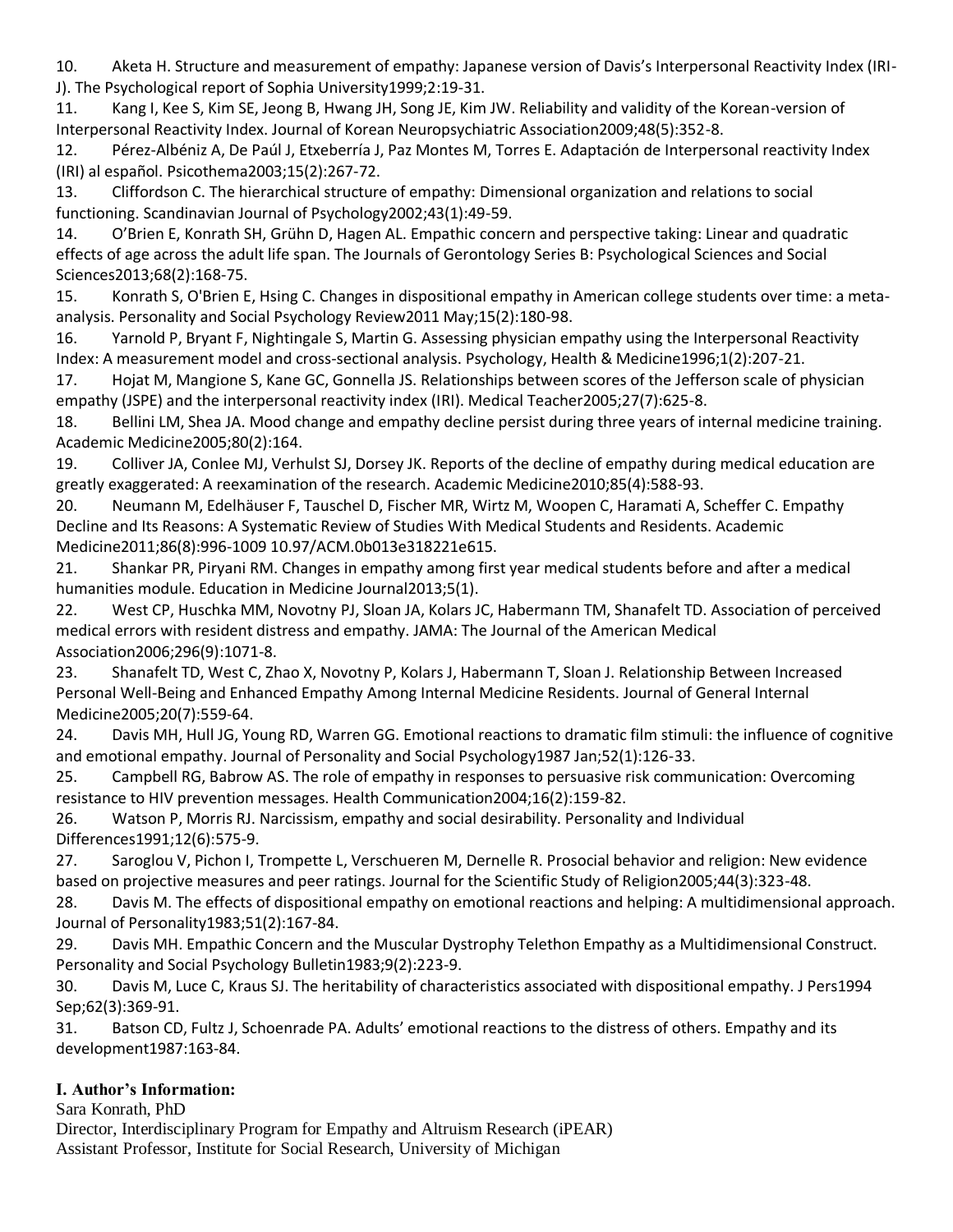10. Aketa H. Structure and measurement of empathy: Japanese version of Davis's Interpersonal Reactivity Index (IRI-J). The Psychological report of Sophia University1999;2:19-31.
11. Kang I, Kee S, Kim SE, Jeong B, Hwang JH, Song JE, Kim JW. Reliability and validity of the Korean-version of Interpersonal Reactivity Index. Journal of Korean Neuropsychiatric Association2009;48(5):352-8.
12. Pérez-Albéniz A, De Paúl J, Etxeberría J, Paz Montes M, Torres E. Adaptación de Interpersonal reactivity Index (IRI) al español. Psicothema2003;15(2):267-72.
13. Cliffordson C. The hierarchical structure of empathy: Dimensional organization and relations to social functioning. Scandinavian Journal of Psychology2002;43(1):49-59.
14. O'Brien E, Konrath SH, Grühn D, Hagen AL. Empathic concern and perspective taking: Linear and quadratic effects of age across the adult life span. The Journals of Gerontology Series B: Psychological Sciences and Social Sciences2013;68(2):168-75.
15. Konrath S, O'Brien E, Hsing C. Changes in dispositional empathy in American college students over time: a meta-analysis. Personality and Social Psychology Review2011 May;15(2):180-98.
16. Yarnold P, Bryant F, Nightingale S, Martin G. Assessing physician empathy using the Interpersonal Reactivity Index: A measurement model and cross-sectional analysis. Psychology, Health & Medicine1996;1(2):207-21.
17. Hojat M, Mangione S, Kane GC, Gonnella JS. Relationships between scores of the Jefferson scale of physician empathy (JSPE) and the interpersonal reactivity index (IRI). Medical Teacher2005;27(7):625-8.
18. Bellini LM, Shea JA. Mood change and empathy decline persist during three years of internal medicine training. Academic Medicine2005;80(2):164.
19. Colliver JA, Conlee MJ, Verhulst SJ, Dorsey JK. Reports of the decline of empathy during medical education are greatly exaggerated: A reexamination of the research. Academic Medicine2010;85(4):588-93.
20. Neumann M, Edelhäuser F, Tauschel D, Fischer MR, Wirtz M, Woopen C, Haramati A, Scheffer C. Empathy Decline and Its Reasons: A Systematic Review of Studies With Medical Students and Residents. Academic Medicine2011;86(8):996-1009 10.97/ACM.0b013e318221e615.
21. Shankar PR, Piryani RM. Changes in empathy among first year medical students before and after a medical humanities module. Education in Medicine Journal2013;5(1).
22. West CP, Huschka MM, Novotny PJ, Sloan JA, Kolars JC, Habermann TM, Shanafelt TD. Association of perceived medical errors with resident distress and empathy. JAMA: The Journal of the American Medical Association2006;296(9):1071-8.
23. Shanafelt TD, West C, Zhao X, Novotny P, Kolars J, Habermann T, Sloan J. Relationship Between Increased Personal Well-Being and Enhanced Empathy Among Internal Medicine Residents. Journal of General Internal Medicine2005;20(7):559-64.
24. Davis MH, Hull JG, Young RD, Warren GG. Emotional reactions to dramatic film stimuli: the influence of cognitive and emotional empathy. Journal of Personality and Social Psychology1987 Jan;52(1):126-33.
25. Campbell RG, Babrow AS. The role of empathy in responses to persuasive risk communication: Overcoming resistance to HIV prevention messages. Health Communication2004;16(2):159-82.
26. Watson P, Morris RJ. Narcissism, empathy and social desirability. Personality and Individual Differences1991;12(6):575-9.
27. Saroglou V, Pichon I, Trompette L, Verschueren M, Dernelle R. Prosocial behavior and religion: New evidence based on projective measures and peer ratings. Journal for the Scientific Study of Religion2005;44(3):323-48.
28. Davis M. The effects of dispositional empathy on emotional reactions and helping: A multidimensional approach. Journal of Personality1983;51(2):167-84.
29. Davis MH. Empathic Concern and the Muscular Dystrophy Telethon Empathy as a Multidimensional Construct. Personality and Social Psychology Bulletin1983;9(2):223-9.
30. Davis M, Luce C, Kraus SJ. The heritability of characteristics associated with dispositional empathy. J Pers1994 Sep;62(3):369-91.
31. Batson CD, Fultz J, Schoenrade PA. Adults' emotional reactions to the distress of others. Empathy and its development1987:163-84.

## I. Author's Information:

Sara Konrath, PhD
Director, Interdisciplinary Program for Empathy and Altruism Research (iPEAR)
Assistant Professor, Institute for Social Research, University of Michigan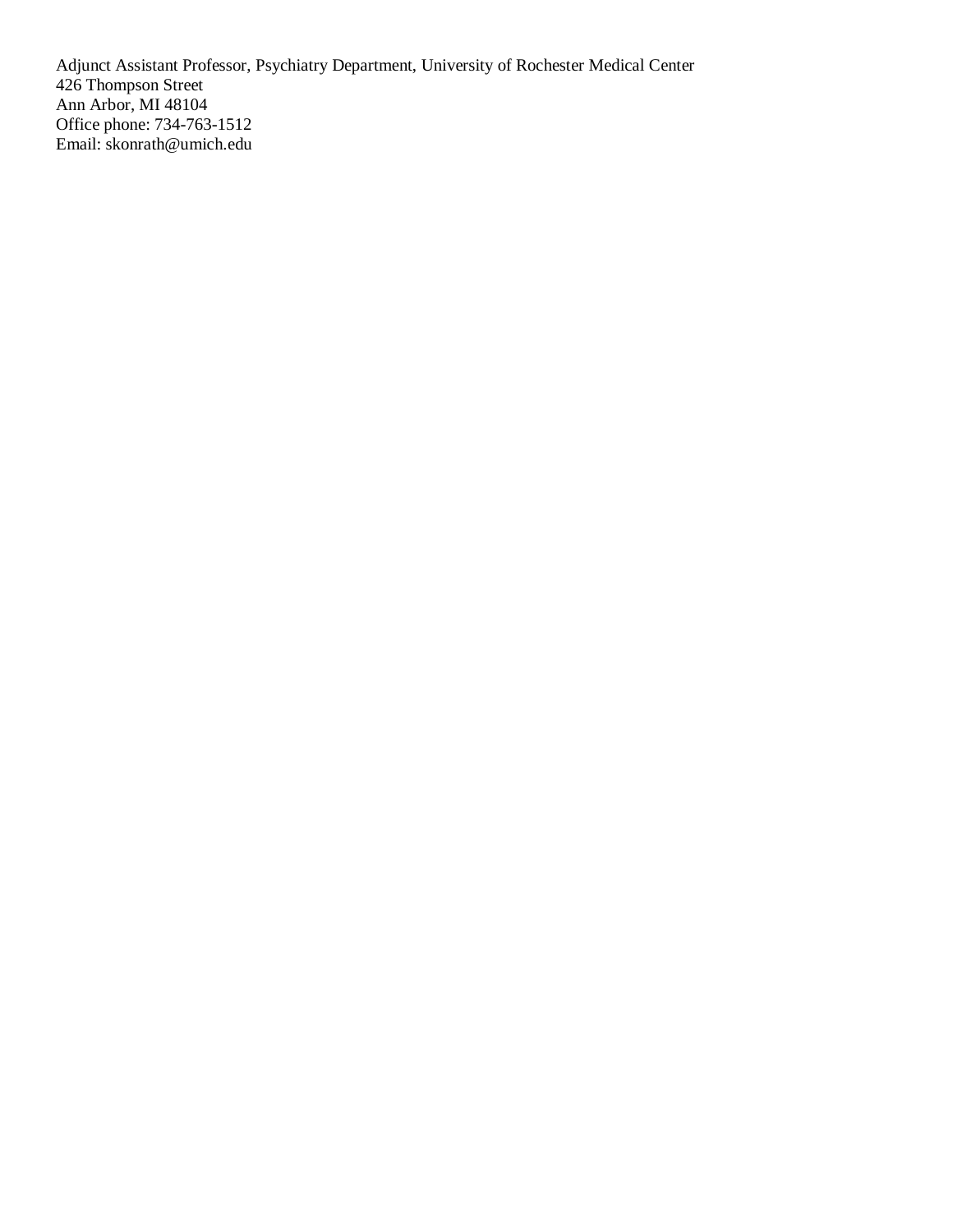Adjunct Assistant Professor, Psychiatry Department, University of Rochester Medical Center
426 Thompson Street
Ann Arbor, MI 48104
Office phone: 734-763-1512
Email: skonrath@umich.edu